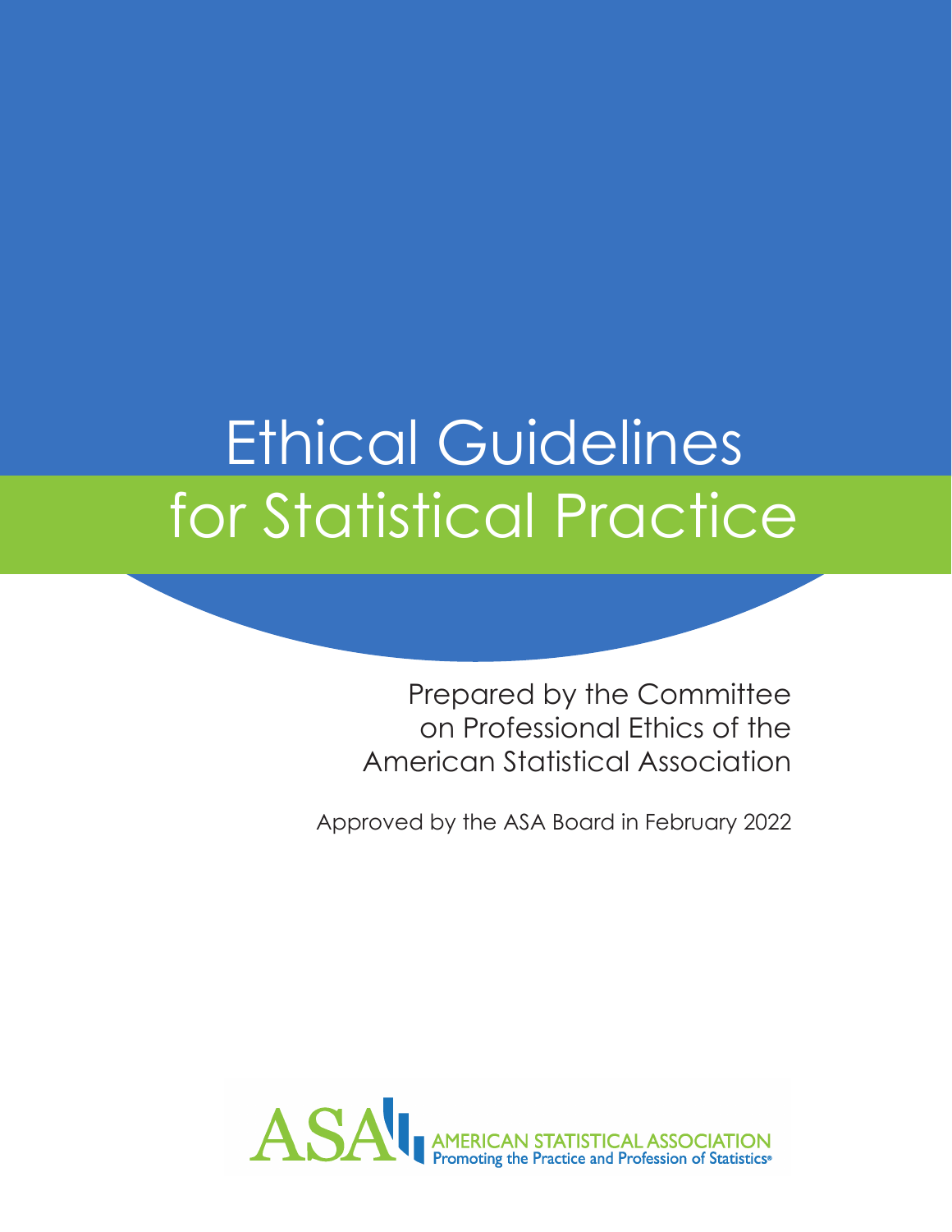# Ethical Guidelines for Statistical Practice

Prepared by the Committee on Professional Ethics of the American Statistical Association

Approved by the ASA Board in February 2022

ASA AMERICAN STATISTICAL ASSOCIATION
Promoting the Practice and Profession of Statistics®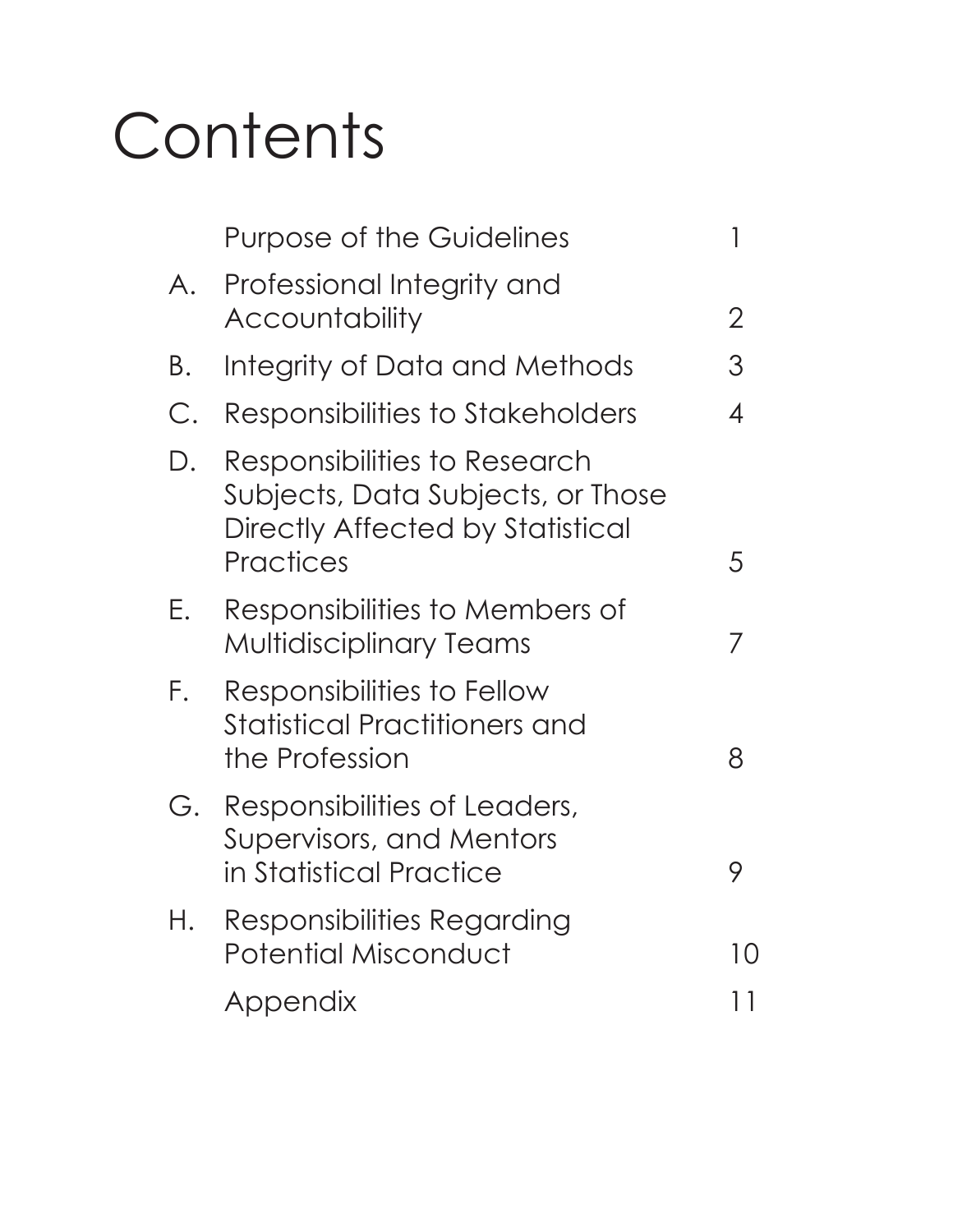# Contents

| | | |
|---|---|---|
| | Purpose of the Guidelines | 1 |
| A. | Professional Integrity and Accountability | 2 |
| B. | Integrity of Data and Methods | 3 |
| C. | Responsibilities to Stakeholders | 4 |
| D. | Responsibilities to Research Subjects, Data Subjects, or Those Directly Affected by Statistical Practices | 5 |
| E. | Responsibilities to Members of Multidisciplinary Teams | 7 |
| F. | Responsibilities to Fellow Statistical Practitioners and the Profession | 8 |
| G. | Responsibilities of Leaders, Supervisors, and Mentors in Statistical Practice | 9 |
| H. | Responsibilities Regarding Potential Misconduct | 10 |
| | Appendix | 11 |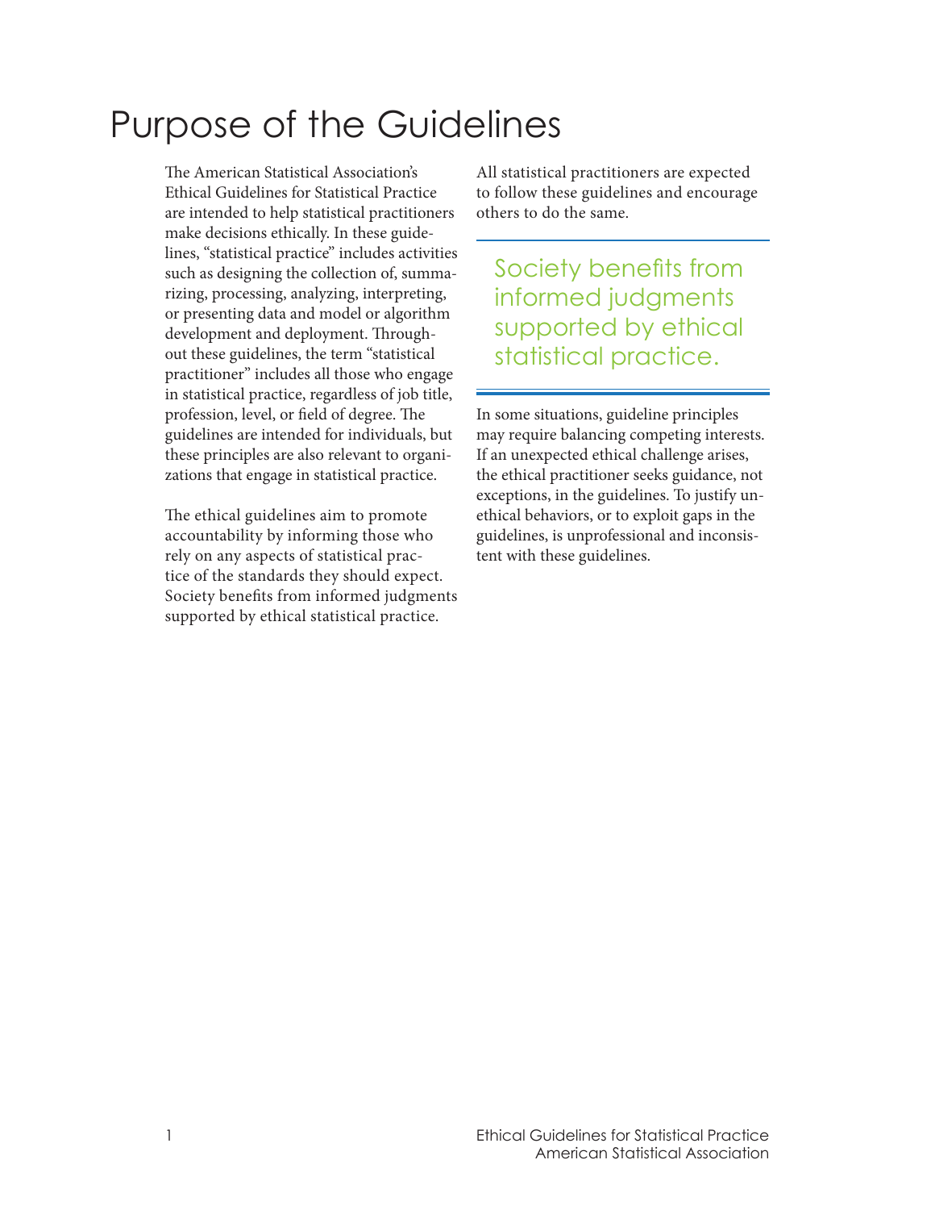# Purpose of the Guidelines

The American Statistical Association's Ethical Guidelines for Statistical Practice are intended to help statistical practitioners make decisions ethically. In these guidelines, "statistical practice" includes activities such as designing the collection of, summarizing, processing, analyzing, interpreting, or presenting data and model or algorithm development and deployment. Throughout these guidelines, the term "statistical practitioner" includes all those who engage in statistical practice, regardless of job title, profession, level, or field of degree. The guidelines are intended for individuals, but these principles are also relevant to organizations that engage in statistical practice.

The ethical guidelines aim to promote accountability by informing those who rely on any aspects of statistical practice of the standards they should expect. Society benefits from informed judgments supported by ethical statistical practice. All statistical practitioners are expected to follow these guidelines and encourage others to do the same.

> Society benefits from informed judgments supported by ethical statistical practice.

In some situations, guideline principles may require balancing competing interests. If an unexpected ethical challenge arises, the ethical practitioner seeks guidance, not exceptions, in the guidelines. To justify unethical behaviors, or to exploit gaps in the guidelines, is unprofessional and inconsistent with these guidelines.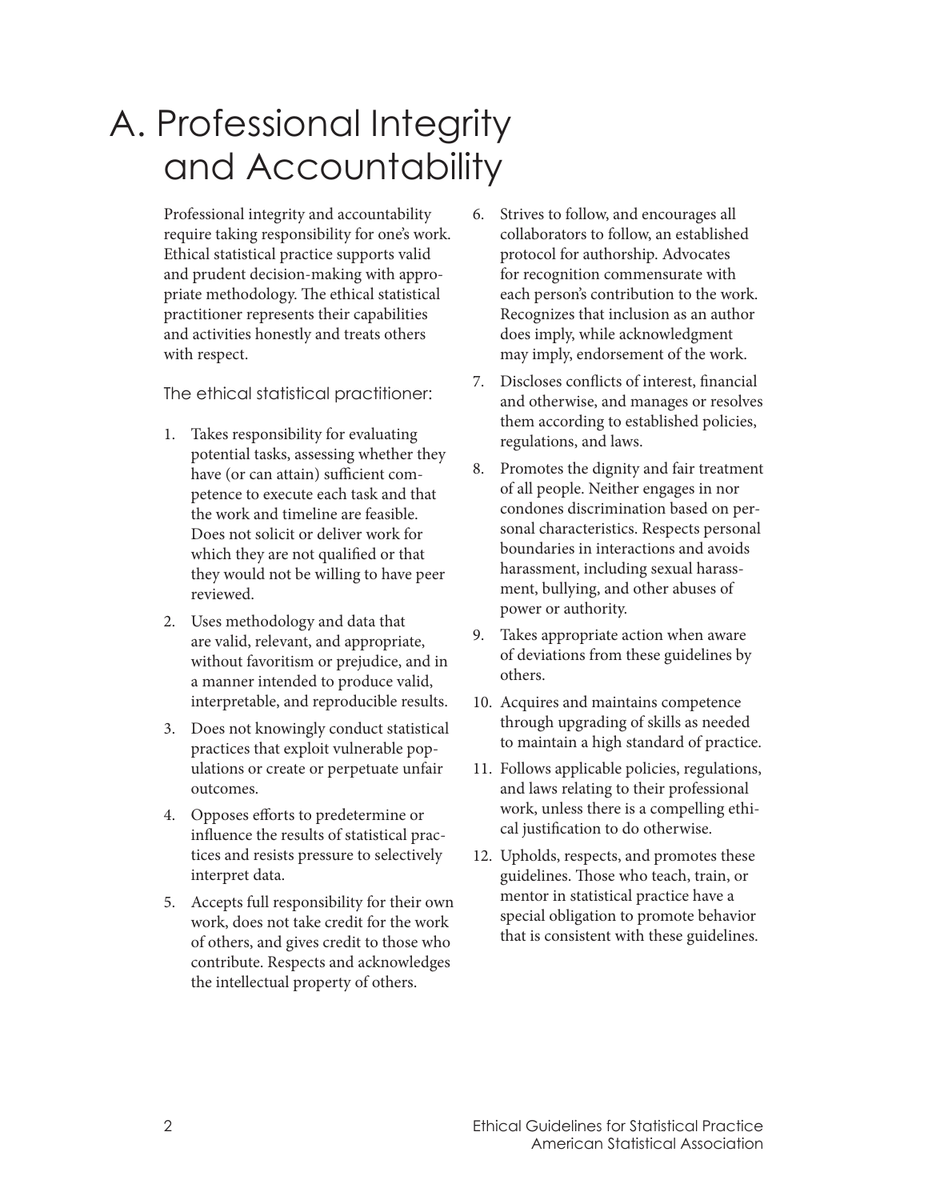# A. Professional Integrity and Accountability

Professional integrity and accountability require taking responsibility for one's work. Ethical statistical practice supports valid and prudent decision-making with appropriate methodology. The ethical statistical practitioner represents their capabilities and activities honestly and treats others with respect.

The ethical statistical practitioner:

1. Takes responsibility for evaluating potential tasks, assessing whether they have (or can attain) sufficient competence to execute each task and that the work and timeline are feasible. Does not solicit or deliver work for which they are not qualified or that they would not be willing to have peer reviewed.
2. Uses methodology and data that are valid, relevant, and appropriate, without favoritism or prejudice, and in a manner intended to produce valid, interpretable, and reproducible results.
3. Does not knowingly conduct statistical practices that exploit vulnerable populations or create or perpetuate unfair outcomes.
4. Opposes efforts to predetermine or influence the results of statistical practices and resists pressure to selectively interpret data.
5. Accepts full responsibility for their own work, does not take credit for the work of others, and gives credit to those who contribute. Respects and acknowledges the intellectual property of others.
6. Strives to follow, and encourages all collaborators to follow, an established protocol for authorship. Advocates for recognition commensurate with each person's contribution to the work. Recognizes that inclusion as an author does imply, while acknowledgment may imply, endorsement of the work.
7. Discloses conflicts of interest, financial and otherwise, and manages or resolves them according to established policies, regulations, and laws.
8. Promotes the dignity and fair treatment of all people. Neither engages in nor condones discrimination based on personal characteristics. Respects personal boundaries in interactions and avoids harassment, including sexual harassment, bullying, and other abuses of power or authority.
9. Takes appropriate action when aware of deviations from these guidelines by others.
10. Acquires and maintains competence through upgrading of skills as needed to maintain a high standard of practice.
11. Follows applicable policies, regulations, and laws relating to their professional work, unless there is a compelling ethical justification to do otherwise.
12. Upholds, respects, and promotes these guidelines. Those who teach, train, or mentor in statistical practice have a special obligation to promote behavior that is consistent with these guidelines.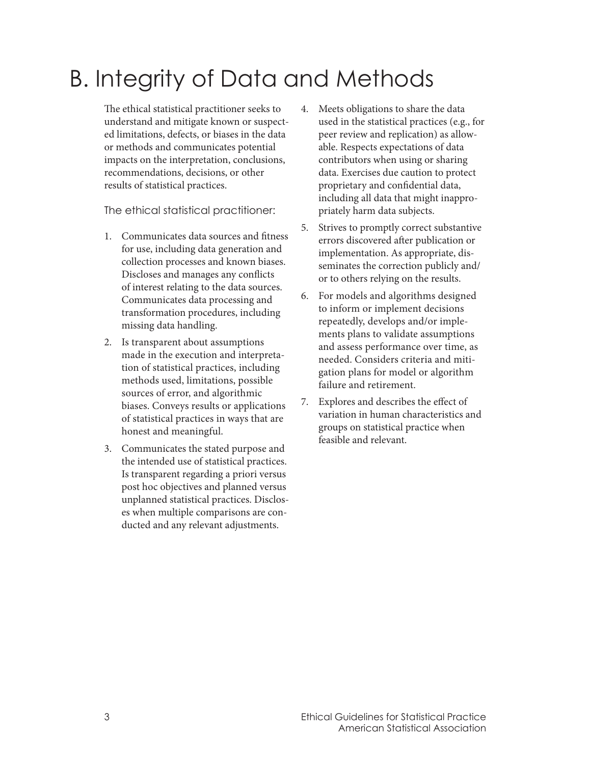# B. Integrity of Data and Methods

The ethical statistical practitioner seeks to understand and mitigate known or suspected limitations, defects, or biases in the data or methods and communicates potential impacts on the interpretation, conclusions, recommendations, decisions, or other results of statistical practices.

The ethical statistical practitioner:

1. Communicates data sources and fitness for use, including data generation and collection processes and known biases. Discloses and manages any conflicts of interest relating to the data sources. Communicates data processing and transformation procedures, including missing data handling.
2. Is transparent about assumptions made in the execution and interpretation of statistical practices, including methods used, limitations, possible sources of error, and algorithmic biases. Conveys results or applications of statistical practices in ways that are honest and meaningful.
3. Communicates the stated purpose and the intended use of statistical practices. Is transparent regarding a priori versus post hoc objectives and planned versus unplanned statistical practices. Discloses when multiple comparisons are conducted and any relevant adjustments.
4. Meets obligations to share the data used in the statistical practices (e.g., for peer review and replication) as allowable. Respects expectations of data contributors when using or sharing data. Exercises due caution to protect proprietary and confidential data, including all data that might inappropriately harm data subjects.
5. Strives to promptly correct substantive errors discovered after publication or implementation. As appropriate, disseminates the correction publicly and/or to others relying on the results.
6. For models and algorithms designed to inform or implement decisions repeatedly, develops and/or implements plans to validate assumptions and assess performance over time, as needed. Considers criteria and mitigation plans for model or algorithm failure and retirement.
7. Explores and describes the effect of variation in human characteristics and groups on statistical practice when feasible and relevant.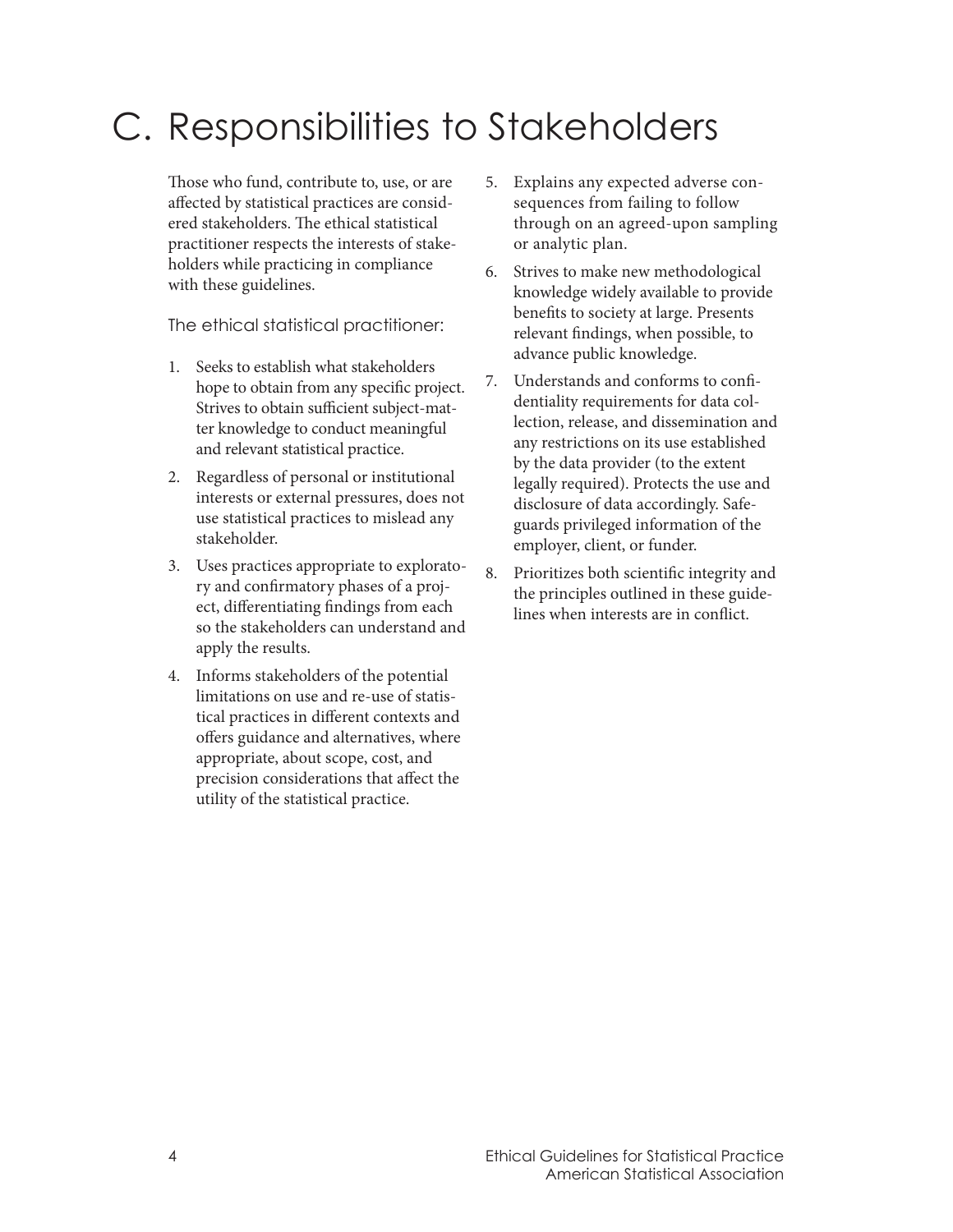# C. Responsibilities to Stakeholders

Those who fund, contribute to, use, or are affected by statistical practices are considered stakeholders. The ethical statistical practitioner respects the interests of stakeholders while practicing in compliance with these guidelines.

The ethical statistical practitioner:

1. Seeks to establish what stakeholders hope to obtain from any specific project. Strives to obtain sufficient subject-matter knowledge to conduct meaningful and relevant statistical practice.
2. Regardless of personal or institutional interests or external pressures, does not use statistical practices to mislead any stakeholder.
3. Uses practices appropriate to exploratory and confirmatory phases of a project, differentiating findings from each so the stakeholders can understand and apply the results.
4. Informs stakeholders of the potential limitations on use and re-use of statistical practices in different contexts and offers guidance and alternatives, where appropriate, about scope, cost, and precision considerations that affect the utility of the statistical practice.
5. Explains any expected adverse consequences from failing to follow through on an agreed-upon sampling or analytic plan.
6. Strives to make new methodological knowledge widely available to provide benefits to society at large. Presents relevant findings, when possible, to advance public knowledge.
7. Understands and conforms to confidentiality requirements for data collection, release, and dissemination and any restrictions on its use established by the data provider (to the extent legally required). Protects the use and disclosure of data accordingly. Safeguards privileged information of the employer, client, or funder.
8. Prioritizes both scientific integrity and the principles outlined in these guidelines when interests are in conflict.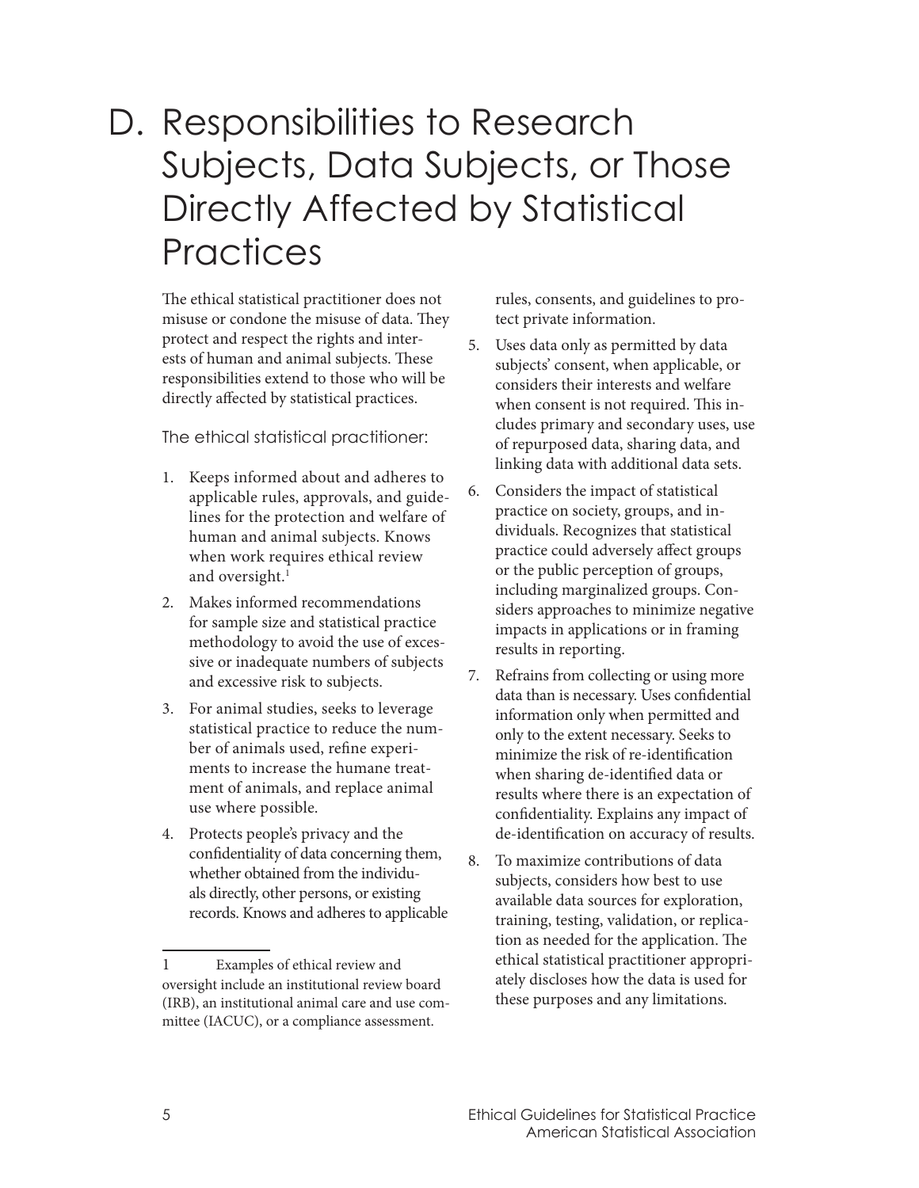# D. Responsibilities to Research Subjects, Data Subjects, or Those Directly Affected by Statistical Practices

The ethical statistical practitioner does not misuse or condone the misuse of data. They protect and respect the rights and interests of human and animal subjects. These responsibilities extend to those who will be directly affected by statistical practices.

The ethical statistical practitioner:

1. Keeps informed about and adheres to applicable rules, approvals, and guidelines for the protection and welfare of human and animal subjects. Knows when work requires ethical review and oversight.[1]
2. Makes informed recommendations for sample size and statistical practice methodology to avoid the use of excessive or inadequate numbers of subjects and excessive risk to subjects.
3. For animal studies, seeks to leverage statistical practice to reduce the number of animals used, refine experiments to increase the humane treatment of animals, and replace animal use where possible.
4. Protects people's privacy and the confidentiality of data concerning them, whether obtained from the individuals directly, other persons, or existing records. Knows and adheres to applicable rules, consents, and guidelines to protect private information.
5. Uses data only as permitted by data subjects' consent, when applicable, or considers their interests and welfare when consent is not required. This includes primary and secondary uses, use of repurposed data, sharing data, and linking data with additional data sets.
6. Considers the impact of statistical practice on society, groups, and individuals. Recognizes that statistical practice could adversely affect groups or the public perception of groups, including marginalized groups. Considers approaches to minimize negative impacts in applications or in framing results in reporting.
7. Refrains from collecting or using more data than is necessary. Uses confidential information only when permitted and only to the extent necessary. Seeks to minimize the risk of re-identification when sharing de-identified data or results where there is an expectation of confidentiality. Explains any impact of de-identification on accuracy of results.
8. To maximize contributions of data subjects, considers how best to use available data sources for exploration, training, testing, validation, or replication as needed for the application. The ethical statistical practitioner appropriately discloses how the data is used for these purposes and any limitations.

---

1 Examples of ethical review and oversight include an institutional review board (IRB), an institutional animal care and use committee (IACUC), or a compliance assessment.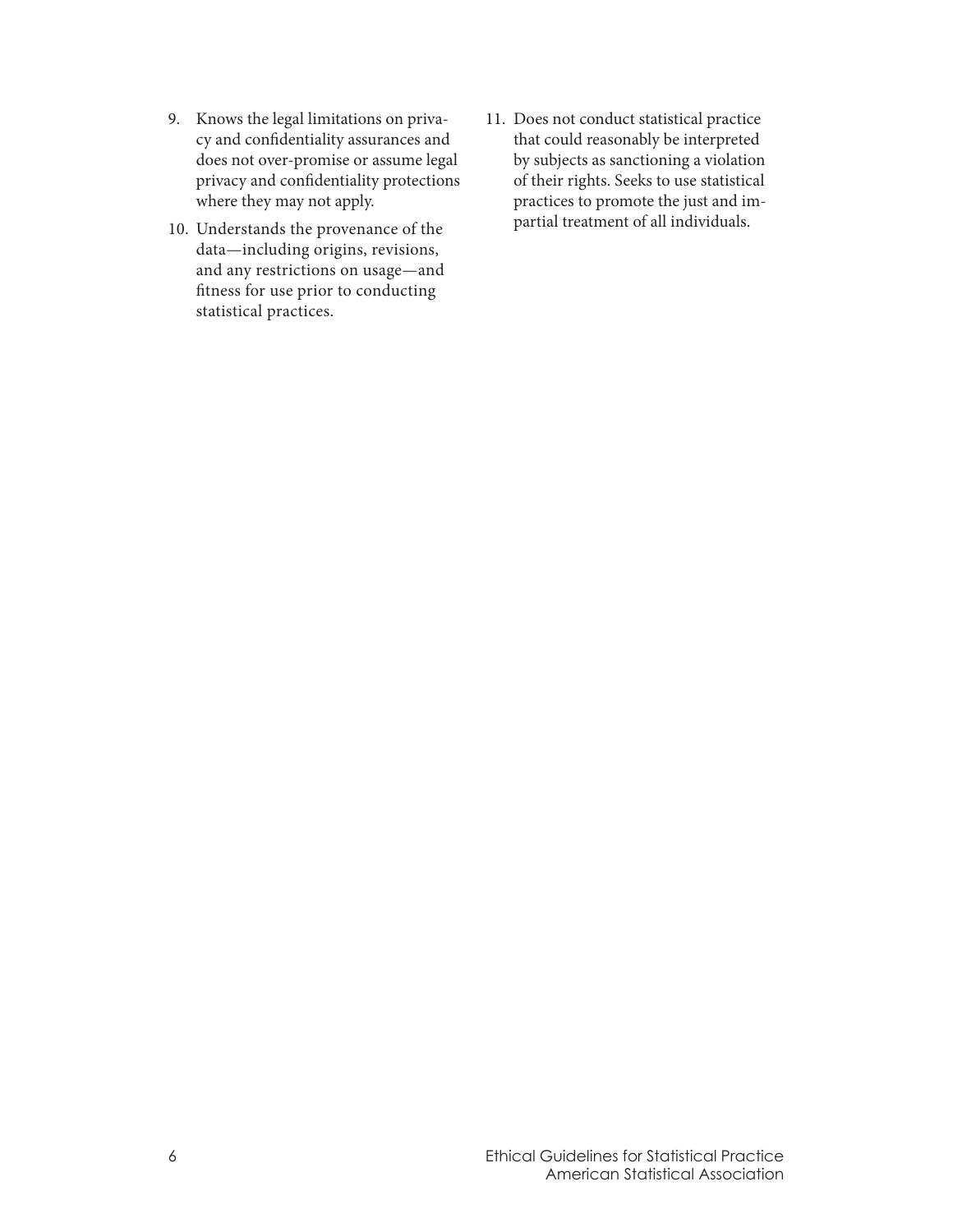9. Knows the legal limitations on privacy and confidentiality assurances and does not over-promise or assume legal privacy and confidentiality protections where they may not apply.
10. Understands the provenance of the data—including origins, revisions, and any restrictions on usage—and fitness for use prior to conducting statistical practices.
11. Does not conduct statistical practice that could reasonably be interpreted by subjects as sanctioning a violation of their rights. Seeks to use statistical practices to promote the just and impartial treatment of all individuals.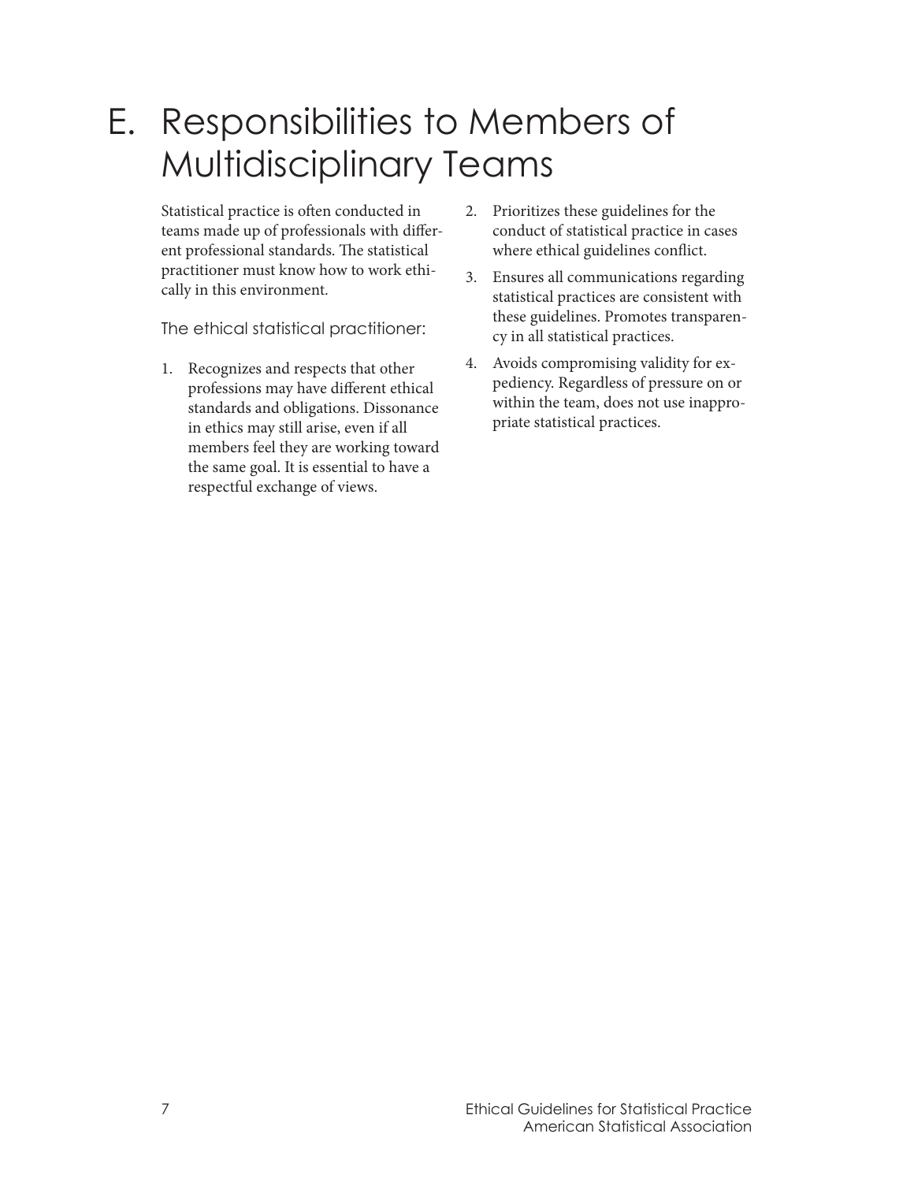# E. Responsibilities to Members of Multidisciplinary Teams

Statistical practice is often conducted in teams made up of professionals with different professional standards. The statistical practitioner must know how to work ethically in this environment.

The ethical statistical practitioner:

1. Recognizes and respects that other professions may have different ethical standards and obligations. Dissonance in ethics may still arise, even if all members feel they are working toward the same goal. It is essential to have a respectful exchange of views.
2. Prioritizes these guidelines for the conduct of statistical practice in cases where ethical guidelines conflict.
3. Ensures all communications regarding statistical practices are consistent with these guidelines. Promotes transparency in all statistical practices.
4. Avoids compromising validity for expediency. Regardless of pressure on or within the team, does not use inappropriate statistical practices.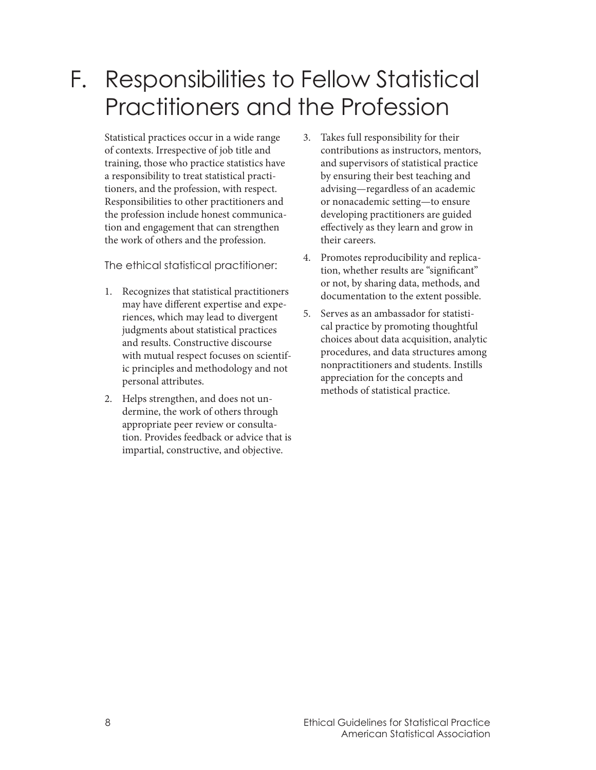# F. Responsibilities to Fellow Statistical Practitioners and the Profession

Statistical practices occur in a wide range of contexts. Irrespective of job title and training, those who practice statistics have a responsibility to treat statistical practitioners, and the profession, with respect. Responsibilities to other practitioners and the profession include honest communication and engagement that can strengthen the work of others and the profession.

The ethical statistical practitioner:

1. Recognizes that statistical practitioners may have different expertise and experiences, which may lead to divergent judgments about statistical practices and results. Constructive discourse with mutual respect focuses on scientific principles and methodology and not personal attributes.
2. Helps strengthen, and does not undermine, the work of others through appropriate peer review or consultation. Provides feedback or advice that is impartial, constructive, and objective.
3. Takes full responsibility for their contributions as instructors, mentors, and supervisors of statistical practice by ensuring their best teaching and advising—regardless of an academic or nonacademic setting—to ensure developing practitioners are guided effectively as they learn and grow in their careers.
4. Promotes reproducibility and replication, whether results are "significant" or not, by sharing data, methods, and documentation to the extent possible.
5. Serves as an ambassador for statistical practice by promoting thoughtful choices about data acquisition, analytic procedures, and data structures among nonpractitioners and students. Instills appreciation for the concepts and methods of statistical practice.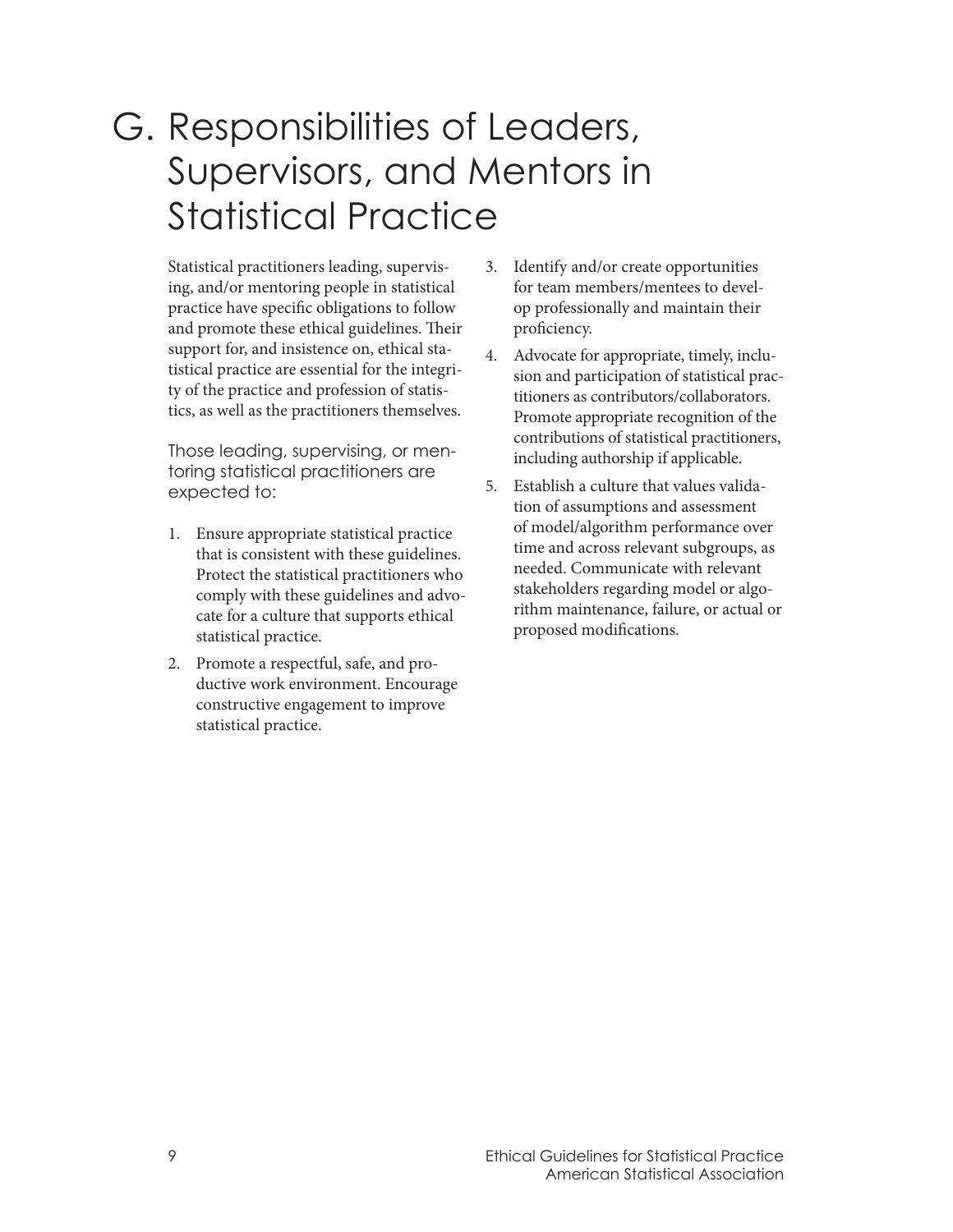# G. Responsibilities of Leaders, Supervisors, and Mentors in Statistical Practice

Statistical practitioners leading, supervising, and/or mentoring people in statistical practice have specific obligations to follow and promote these ethical guidelines. Their support for, and insistence on, ethical statistical practice are essential for the integrity of the practice and profession of statistics, as well as the practitioners themselves.

Those leading, supervising, or mentoring statistical practitioners are expected to:

1. Ensure appropriate statistical practice that is consistent with these guidelines. Protect the statistical practitioners who comply with these guidelines and advocate for a culture that supports ethical statistical practice.
2. Promote a respectful, safe, and productive work environment. Encourage constructive engagement to improve statistical practice.
3. Identify and/or create opportunities for team members/mentees to develop professionally and maintain their proficiency.
4. Advocate for appropriate, timely, inclusion and participation of statistical practitioners as contributors/collaborators. Promote appropriate recognition of the contributions of statistical practitioners, including authorship if applicable.
5. Establish a culture that values validation of assumptions and assessment of model/algorithm performance over time and across relevant subgroups, as needed. Communicate with relevant stakeholders regarding model or algorithm maintenance, failure, or actual or proposed modifications.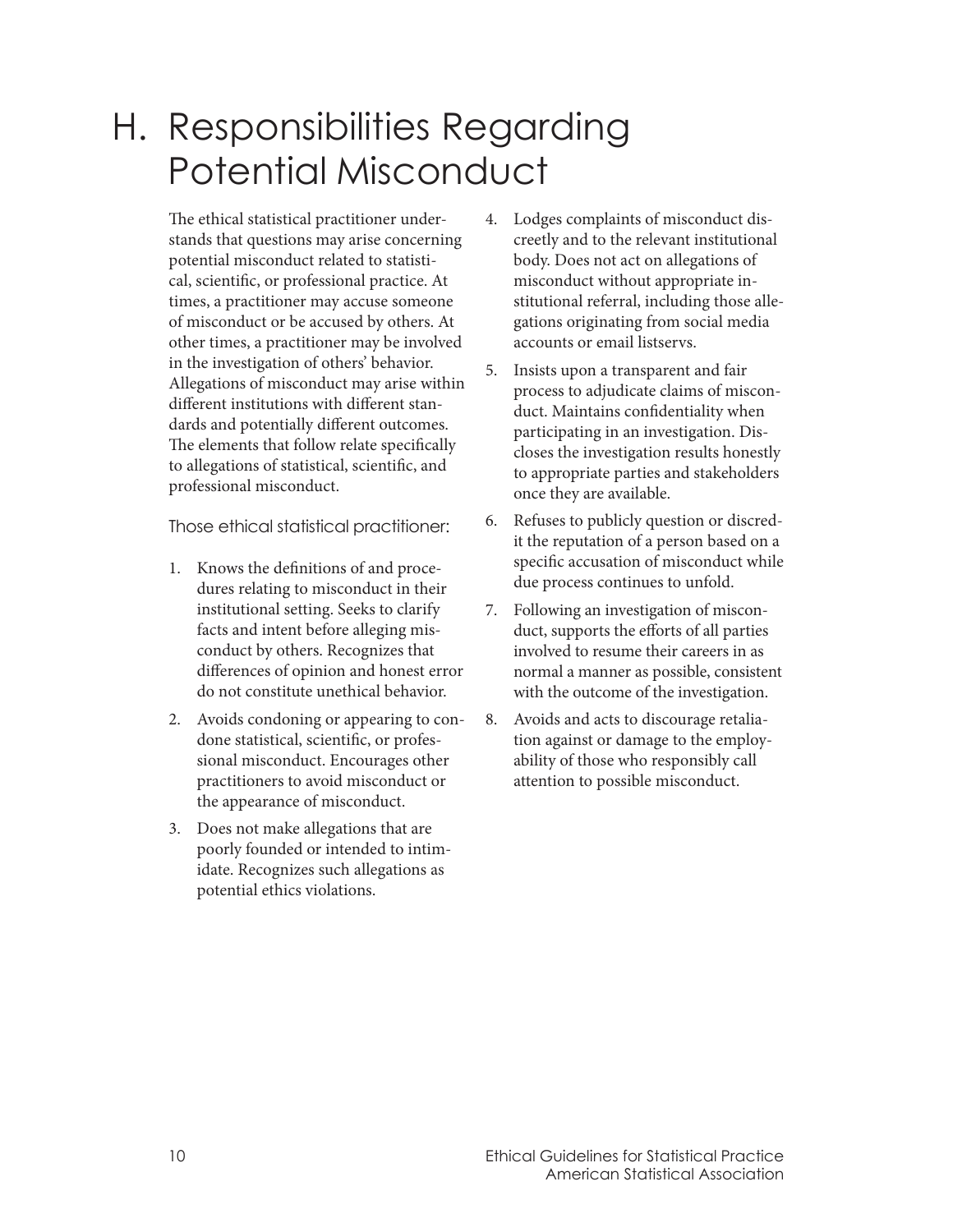# H. Responsibilities Regarding Potential Misconduct

The ethical statistical practitioner understands that questions may arise concerning potential misconduct related to statistical, scientific, or professional practice. At times, a practitioner may accuse someone of misconduct or be accused by others. At other times, a practitioner may be involved in the investigation of others' behavior. Allegations of misconduct may arise within different institutions with different standards and potentially different outcomes. The elements that follow relate specifically to allegations of statistical, scientific, and professional misconduct.

Those ethical statistical practitioner:

1. Knows the definitions of and procedures relating to misconduct in their institutional setting. Seeks to clarify facts and intent before alleging misconduct by others. Recognizes that differences of opinion and honest error do not constitute unethical behavior.
2. Avoids condoning or appearing to condone statistical, scientific, or professional misconduct. Encourages other practitioners to avoid misconduct or the appearance of misconduct.
3. Does not make allegations that are poorly founded or intended to intimidate. Recognizes such allegations as potential ethics violations.
4. Lodges complaints of misconduct discreetly and to the relevant institutional body. Does not act on allegations of misconduct without appropriate institutional referral, including those allegations originating from social media accounts or email listservs.
5. Insists upon a transparent and fair process to adjudicate claims of misconduct. Maintains confidentiality when participating in an investigation. Discloses the investigation results honestly to appropriate parties and stakeholders once they are available.
6. Refuses to publicly question or discredit the reputation of a person based on a specific accusation of misconduct while due process continues to unfold.
7. Following an investigation of misconduct, supports the efforts of all parties involved to resume their careers in as normal a manner as possible, consistent with the outcome of the investigation.
8. Avoids and acts to discourage retaliation against or damage to the employability of those who responsibly call attention to possible misconduct.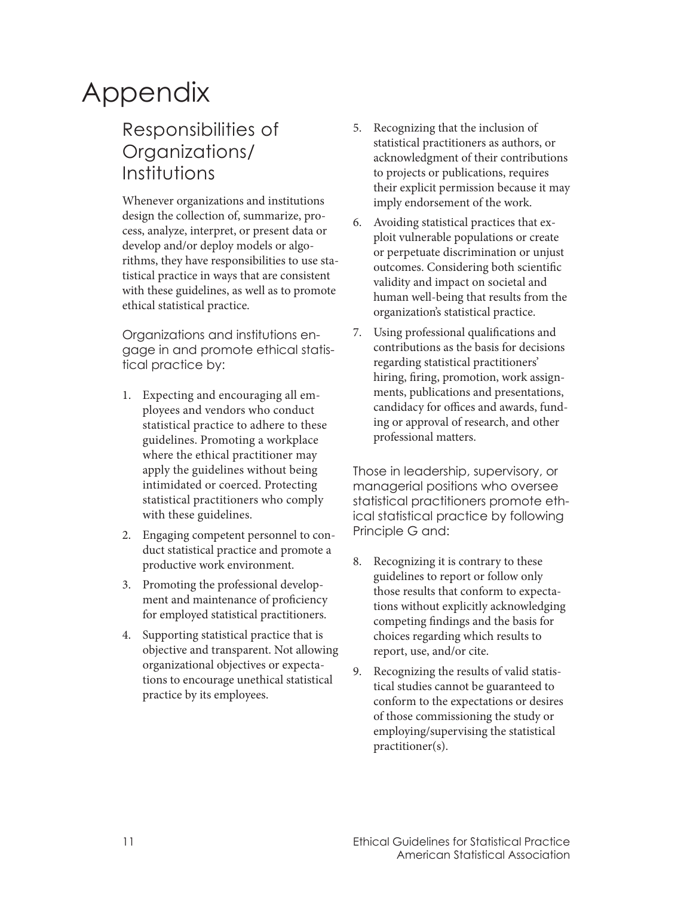# Appendix

## Responsibilities of Organizations/Institutions

Whenever organizations and institutions design the collection of, summarize, process, analyze, interpret, or present data or develop and/or deploy models or algorithms, they have responsibilities to use statistical practice in ways that are consistent with these guidelines, as well as to promote ethical statistical practice.

Organizations and institutions engage in and promote ethical statistical practice by:

1. Expecting and encouraging all employees and vendors who conduct statistical practice to adhere to these guidelines. Promoting a workplace where the ethical practitioner may apply the guidelines without being intimidated or coerced. Protecting statistical practitioners who comply with these guidelines.
2. Engaging competent personnel to conduct statistical practice and promote a productive work environment.
3. Promoting the professional development and maintenance of proficiency for employed statistical practitioners.
4. Supporting statistical practice that is objective and transparent. Not allowing organizational objectives or expectations to encourage unethical statistical practice by its employees.
5. Recognizing that the inclusion of statistical practitioners as authors, or acknowledgment of their contributions to projects or publications, requires their explicit permission because it may imply endorsement of the work.
6. Avoiding statistical practices that exploit vulnerable populations or create or perpetuate discrimination or unjust outcomes. Considering both scientific validity and impact on societal and human well-being that results from the organization's statistical practice.
7. Using professional qualifications and contributions as the basis for decisions regarding statistical practitioners' hiring, firing, promotion, work assignments, publications and presentations, candidacy for offices and awards, funding or approval of research, and other professional matters.

Those in leadership, supervisory, or managerial positions who oversee statistical practitioners promote ethical statistical practice by following Principle G and:

8. Recognizing it is contrary to these guidelines to report or follow only those results that conform to expectations without explicitly acknowledging competing findings and the basis for choices regarding which results to report, use, and/or cite.
9. Recognizing the results of valid statistical studies cannot be guaranteed to conform to the expectations or desires of those commissioning the study or employing/supervising the statistical practitioner(s).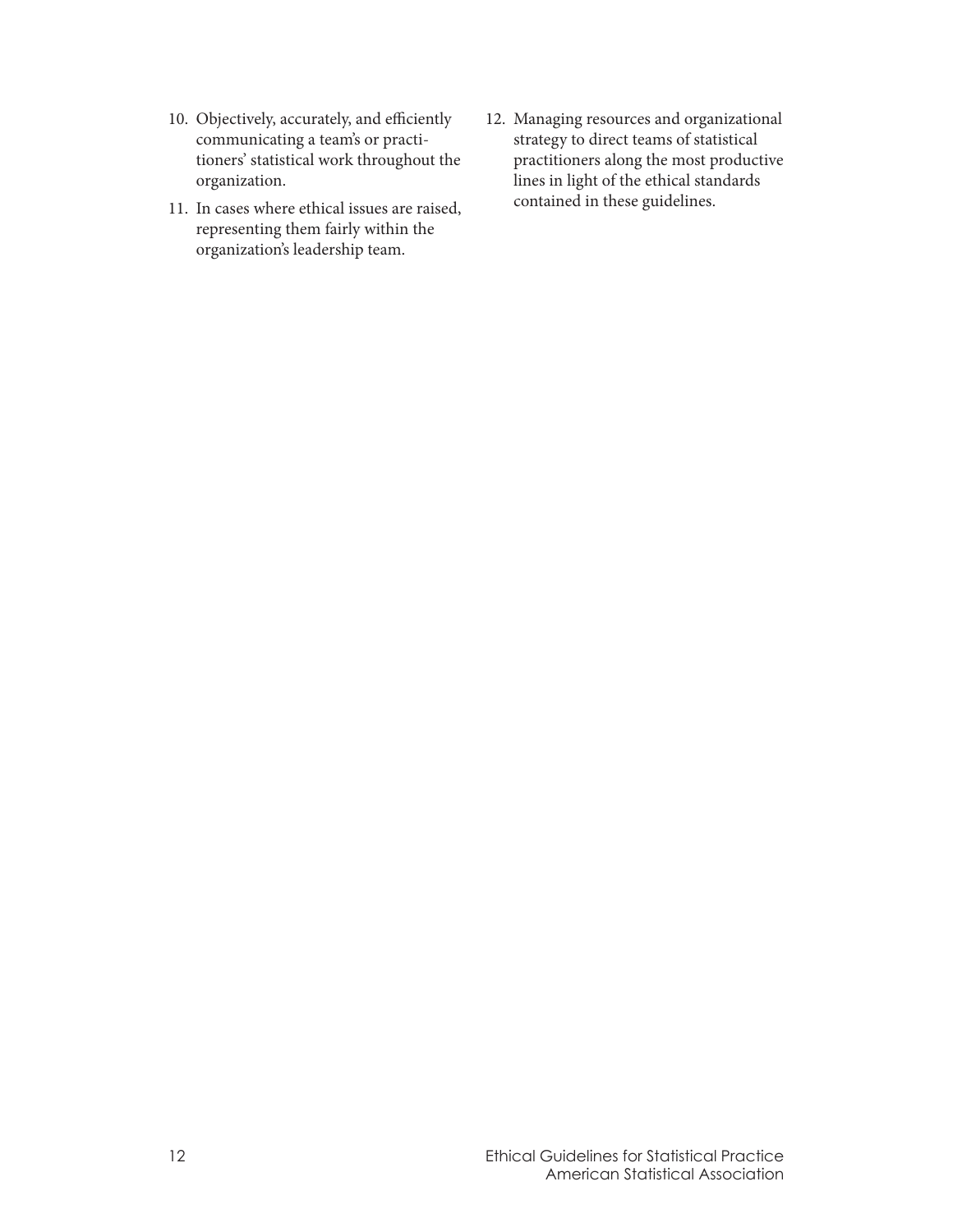10. Objectively, accurately, and efficiently communicating a team's or practitioners' statistical work throughout the organization.

11. In cases where ethical issues are raised, representing them fairly within the organization's leadership team.

12. Managing resources and organizational strategy to direct teams of statistical practitioners along the most productive lines in light of the ethical standards contained in these guidelines.